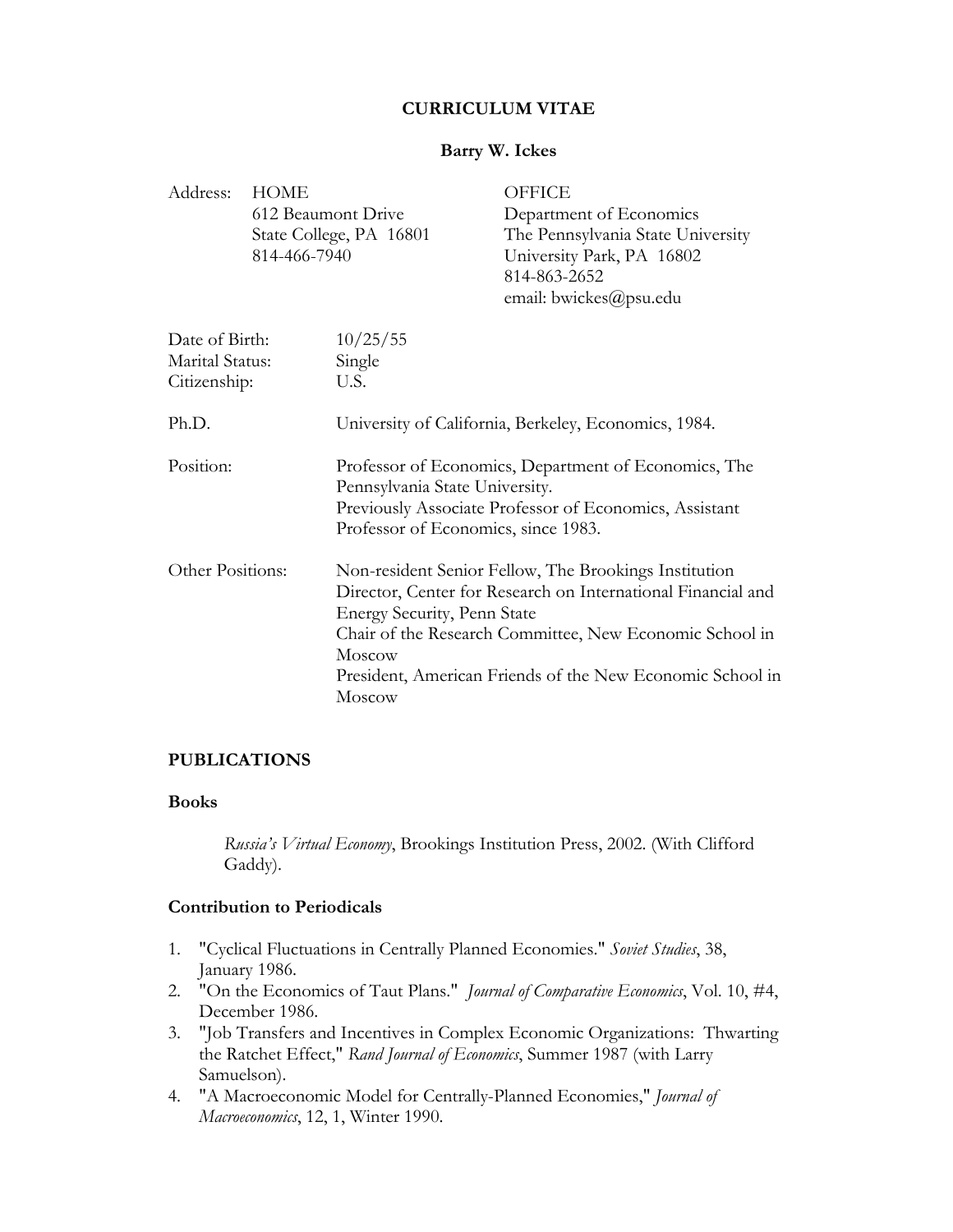# CURRICULUM VITAE

## Barry W. Ickes

| Address: | HOME | OFFICE |
|---|---|---|
| | 612 Beaumont Drive | Department of Economics |
| | State College, PA 16801 | The Pennsylvania State University |
| | 814-466-7940 | University Park, PA 16802 |
| | | 814-863-2652 |
| | | email: bwickes@psu.edu |

Date of Birth: 10/25/55
Marital Status: Single
Citizenship: U.S.

Ph.D. University of California, Berkeley, Economics, 1984.

Position: Professor of Economics, Department of Economics, The Pennsylvania State University.
Previously Associate Professor of Economics, Assistant Professor of Economics, since 1983.

Other Positions: Non-resident Senior Fellow, The Brookings Institution
Director, Center for Research on International Financial and Energy Security, Penn State
Chair of the Research Committee, New Economic School in Moscow
President, American Friends of the New Economic School in Moscow

## PUBLICATIONS

### Books

*Russia's Virtual Economy*, Brookings Institution Press, 2002. (With Clifford Gaddy).

### Contribution to Periodicals

1. "Cyclical Fluctuations in Centrally Planned Economies." *Soviet Studies*, 38, January 1986.
2. "On the Economics of Taut Plans." *Journal of Comparative Economics*, Vol. 10, #4, December 1986.
3. "Job Transfers and Incentives in Complex Economic Organizations: Thwarting the Ratchet Effect," *Rand Journal of Economics*, Summer 1987 (with Larry Samuelson).
4. "A Macroeconomic Model for Centrally-Planned Economies," *Journal of Macroeconomics*, 12, 1, Winter 1990.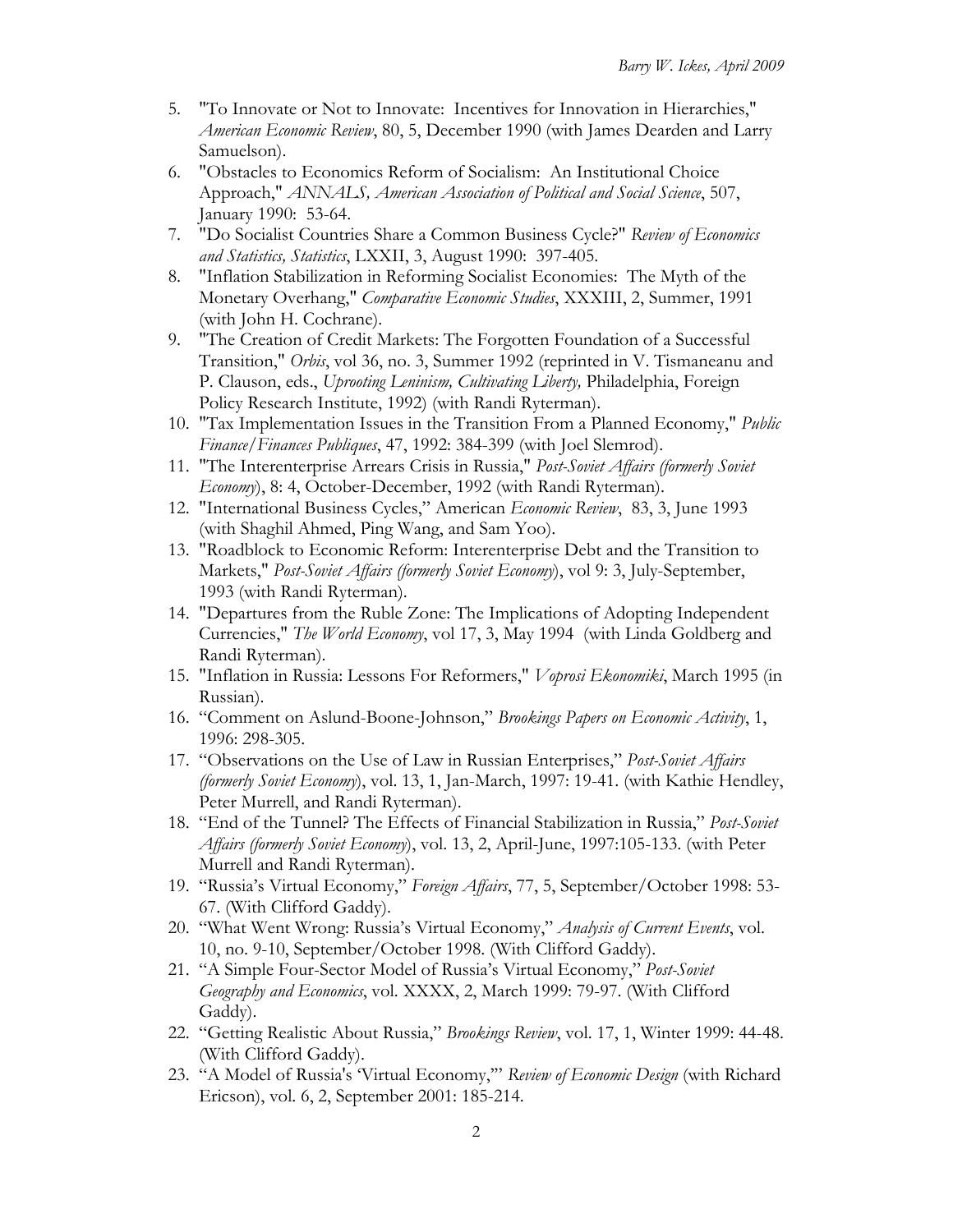5. "To Innovate or Not to Innovate: Incentives for Innovation in Hierarchies," *American Economic Review*, 80, 5, December 1990 (with James Dearden and Larry Samuelson).
6. "Obstacles to Economics Reform of Socialism: An Institutional Choice Approach," *ANNALS, American Association of Political and Social Science*, 507, January 1990: 53-64.
7. "Do Socialist Countries Share a Common Business Cycle?" *Review of Economics and Statistics, Statistics*, LXXII, 3, August 1990: 397-405.
8. "Inflation Stabilization in Reforming Socialist Economies: The Myth of the Monetary Overhang," *Comparative Economic Studies*, XXXIII, 2, Summer, 1991 (with John H. Cochrane).
9. "The Creation of Credit Markets: The Forgotten Foundation of a Successful Transition," *Orbis*, vol 36, no. 3, Summer 1992 (reprinted in V. Tismaneanu and P. Clauson, eds., *Uprooting Leninism, Cultivating Liberty,* Philadelphia, Foreign Policy Research Institute, 1992) (with Randi Ryterman).
10. "Tax Implementation Issues in the Transition From a Planned Economy," *Public Finance/Finances Publiques*, 47, 1992: 384-399 (with Joel Slemrod).
11. "The Interenterprise Arrears Crisis in Russia," *Post-Soviet Affairs (formerly Soviet Economy*), 8: 4, October-December, 1992 (with Randi Ryterman).
12. "International Business Cycles," American *Economic Review*, 83, 3, June 1993 (with Shaghil Ahmed, Ping Wang, and Sam Yoo).
13. "Roadblock to Economic Reform: Interenterprise Debt and the Transition to Markets," *Post-Soviet Affairs (formerly Soviet Economy*), vol 9: 3, July-September, 1993 (with Randi Ryterman).
14. "Departures from the Ruble Zone: The Implications of Adopting Independent Currencies," *The World Economy*, vol 17, 3, May 1994 (with Linda Goldberg and Randi Ryterman).
15. "Inflation in Russia: Lessons For Reformers," *Voprosi Ekonomiki*, March 1995 (in Russian).
16. "Comment on Aslund-Boone-Johnson," *Brookings Papers on Economic Activity*, 1, 1996: 298-305.
17. "Observations on the Use of Law in Russian Enterprises," *Post-Soviet Affairs (formerly Soviet Economy*), vol. 13, 1, Jan-March, 1997: 19-41. (with Kathie Hendley, Peter Murrell, and Randi Ryterman).
18. "End of the Tunnel? The Effects of Financial Stabilization in Russia," *Post-Soviet Affairs (formerly Soviet Economy*), vol. 13, 2, April-June, 1997:105-133. (with Peter Murrell and Randi Ryterman).
19. "Russia's Virtual Economy," *Foreign Affairs*, 77, 5, September/October 1998: 53-67. (With Clifford Gaddy).
20. "What Went Wrong: Russia's Virtual Economy," *Analysis of Current Events*, vol. 10, no. 9-10, September/October 1998. (With Clifford Gaddy).
21. "A Simple Four-Sector Model of Russia's Virtual Economy," *Post-Soviet Geography and Economics*, vol. XXXX, 2, March 1999: 79-97. (With Clifford Gaddy).
22. "Getting Realistic About Russia," *Brookings Review*, vol. 17, 1, Winter 1999: 44-48. (With Clifford Gaddy).
23. "A Model of Russia's 'Virtual Economy,'" *Review of Economic Design* (with Richard Ericson), vol. 6, 2, September 2001: 185-214.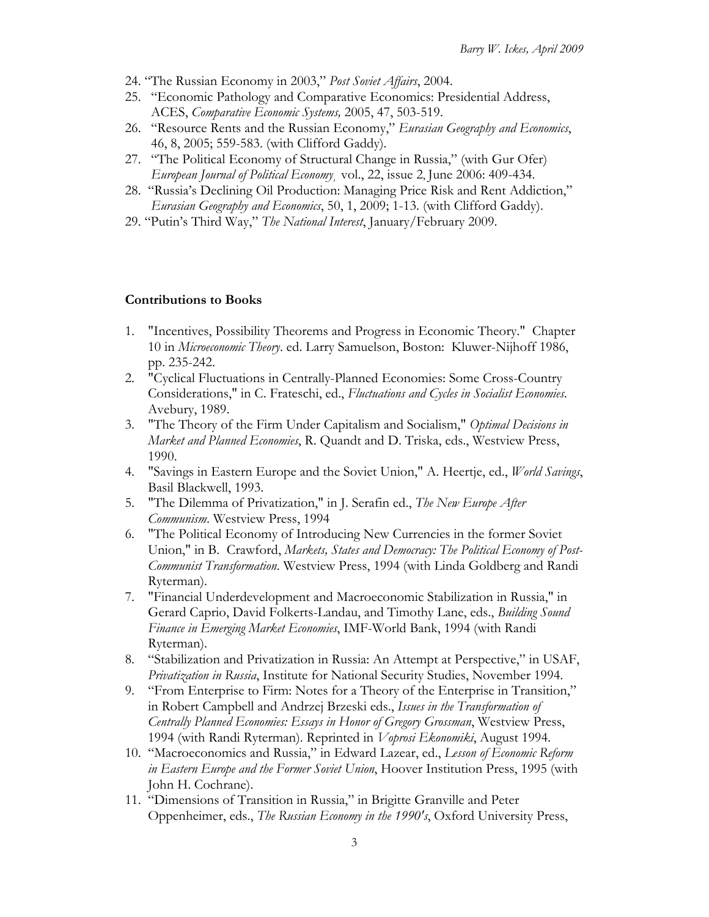24. "The Russian Economy in 2003," *Post Soviet Affairs*, 2004.
25. "Economic Pathology and Comparative Economics: Presidential Address, ACES, *Comparative Economic Systems,* 2005, 47, 503-519.
26. "Resource Rents and the Russian Economy," *Eurasian Geography and Economics*, 46, 8, 2005; 559-583. (with Clifford Gaddy).
27. "The Political Economy of Structural Change in Russia," (with Gur Ofer) *European Journal of Political Economy*, vol., 22, issue 2, June 2006: 409-434.
28. "Russia's Declining Oil Production: Managing Price Risk and Rent Addiction," *Eurasian Geography and Economics*, 50, 1, 2009; 1-13. (with Clifford Gaddy).
29. "Putin's Third Way," *The National Interest*, January/February 2009.

**Contributions to Books**

1. "Incentives, Possibility Theorems and Progress in Economic Theory." Chapter 10 in *Microeconomic Theory*. ed. Larry Samuelson, Boston: Kluwer-Nijhoff 1986, pp. 235-242.
2. "Cyclical Fluctuations in Centrally-Planned Economies: Some Cross-Country Considerations," in C. Frateschi, ed., *Fluctuations and Cycles in Socialist Economies*. Avebury, 1989.
3. "The Theory of the Firm Under Capitalism and Socialism," *Optimal Decisions in Market and Planned Economies*, R. Quandt and D. Triska, eds., Westview Press, 1990.
4. "Savings in Eastern Europe and the Soviet Union," A. Heertje, ed., *World Savings*, Basil Blackwell, 1993.
5. "The Dilemma of Privatization," in J. Serafin ed., *The New Europe After Communism*. Westview Press, 1994
6. "The Political Economy of Introducing New Currencies in the former Soviet Union," in B. Crawford, *Markets, States and Democracy: The Political Economy of Post-Communist Transformation*. Westview Press, 1994 (with Linda Goldberg and Randi Ryterman).
7. "Financial Underdevelopment and Macroeconomic Stabilization in Russia," in Gerard Caprio, David Folkerts-Landau, and Timothy Lane, eds., *Building Sound Finance in Emerging Market Economies*, IMF-World Bank, 1994 (with Randi Ryterman).
8. "Stabilization and Privatization in Russia: An Attempt at Perspective," in USAF, *Privatization in Russia*, Institute for National Security Studies, November 1994.
9. "From Enterprise to Firm: Notes for a Theory of the Enterprise in Transition," in Robert Campbell and Andrzej Brzeski eds., *Issues in the Transformation of Centrally Planned Economies: Essays in Honor of Gregory Grossman*, Westview Press, 1994 (with Randi Ryterman). Reprinted in *Voprosi Ekonomiki*, August 1994.
10. "Macroeconomics and Russia," in Edward Lazear, ed., *Lesson of Economic Reform in Eastern Europe and the Former Soviet Union*, Hoover Institution Press, 1995 (with John H. Cochrane).
11. "Dimensions of Transition in Russia," in Brigitte Granville and Peter Oppenheimer, eds., *The Russian Economy in the 1990's*, Oxford University Press,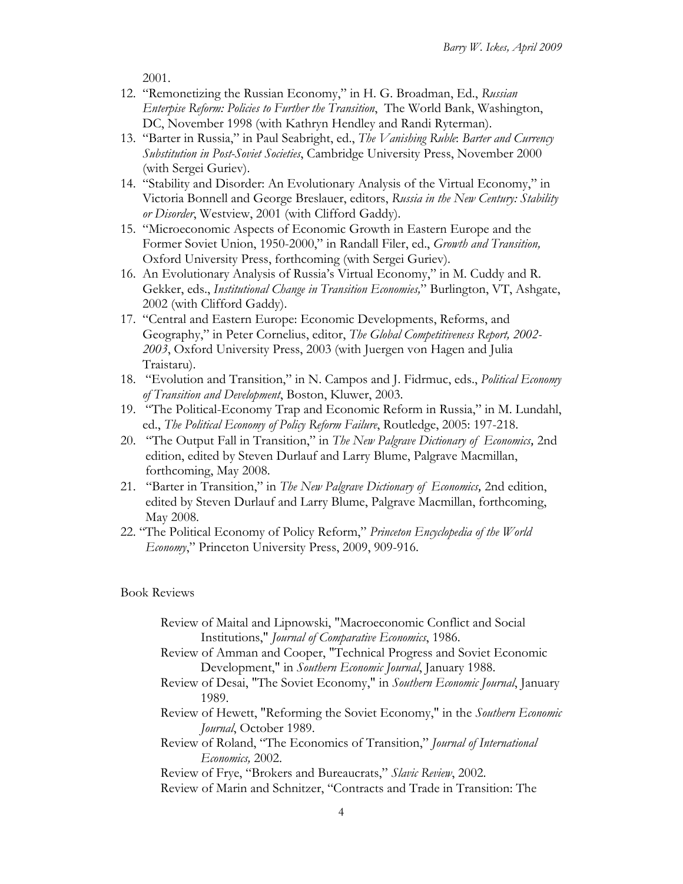2001.

12. "Remonetizing the Russian Economy," in H. G. Broadman, Ed., *Russian Enterpise Reform: Policies to Further the Transition*, The World Bank, Washington, DC, November 1998 (with Kathryn Hendley and Randi Ryterman).
13. "Barter in Russia," in Paul Seabright, ed., *The Vanishing Ruble*: *Barter and Currency Substitution in Post-Soviet Societies*, Cambridge University Press, November 2000 (with Sergei Guriev).
14. "Stability and Disorder: An Evolutionary Analysis of the Virtual Economy," in Victoria Bonnell and George Breslauer, editors, *Russia in the New Century: Stability or Disorder*, Westview, 2001 (with Clifford Gaddy).
15. "Microeconomic Aspects of Economic Growth in Eastern Europe and the Former Soviet Union, 1950-2000," in Randall Filer, ed., *Growth and Transition,* Oxford University Press, forthcoming (with Sergei Guriev).
16. An Evolutionary Analysis of Russia's Virtual Economy," in M. Cuddy and R. Gekker, eds., *Institutional Change in Transition Economies,*" Burlington, VT, Ashgate, 2002 (with Clifford Gaddy).
17. "Central and Eastern Europe: Economic Developments, Reforms, and Geography," in Peter Cornelius, editor, *The Global Competitiveness Report, 2002-2003*, Oxford University Press, 2003 (with Juergen von Hagen and Julia Traistaru).
18. "Evolution and Transition," in N. Campos and J. Fidrmuc, eds., *Political Economy of Transition and Development*, Boston, Kluwer, 2003.
19. "The Political-Economy Trap and Economic Reform in Russia," in M. Lundahl, ed., *The Political Economy of Policy Reform Failure*, Routledge, 2005: 197-218.
20. "The Output Fall in Transition," in *The New Palgrave Dictionary of Economics,* 2nd edition, edited by Steven Durlauf and Larry Blume, Palgrave Macmillan, forthcoming, May 2008.
21. "Barter in Transition," in *The New Palgrave Dictionary of Economics,* 2nd edition, edited by Steven Durlauf and Larry Blume, Palgrave Macmillan, forthcoming, May 2008.
22. "The Political Economy of Policy Reform," *Princeton Encyclopedia of the World Economy*," Princeton University Press, 2009, 909-916.

Book Reviews

Review of Maital and Lipnowski, "Macroeconomic Conflict and Social Institutions," *Journal of Comparative Economics*, 1986.

Review of Amman and Cooper, "Technical Progress and Soviet Economic Development," in *Southern Economic Journal*, January 1988.

Review of Desai, "The Soviet Economy," in *Southern Economic Journal*, January 1989.

Review of Hewett, "Reforming the Soviet Economy," in the *Southern Economic Journal*, October 1989.

Review of Roland, "The Economics of Transition," *Journal of International Economics,* 2002.

Review of Frye, "Brokers and Bureaucrats," *Slavic Review*, 2002.

Review of Marin and Schnitzer, "Contracts and Trade in Transition: The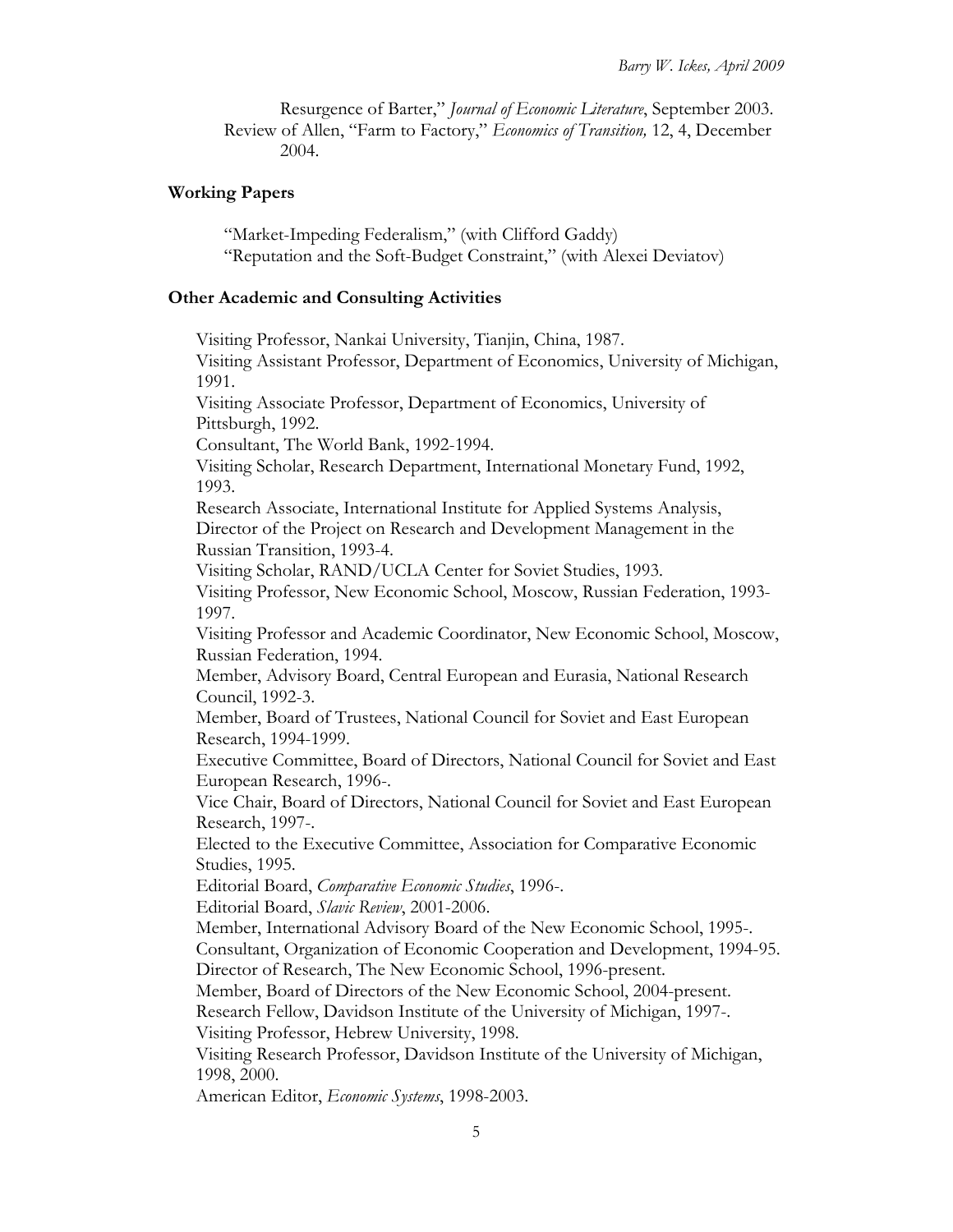Resurgence of Barter," *Journal of Economic Literature*, September 2003.

Review of Allen, "Farm to Factory," *Economics of Transition,* 12, 4, December 2004.

## Working Papers

"Market-Impeding Federalism," (with Clifford Gaddy)

"Reputation and the Soft-Budget Constraint," (with Alexei Deviatov)

## Other Academic and Consulting Activities

Visiting Professor, Nankai University, Tianjin, China, 1987.

Visiting Assistant Professor, Department of Economics, University of Michigan, 1991.

Visiting Associate Professor, Department of Economics, University of Pittsburgh, 1992.

Consultant, The World Bank, 1992-1994.

Visiting Scholar, Research Department, International Monetary Fund, 1992, 1993.

Research Associate, International Institute for Applied Systems Analysis, Director of the Project on Research and Development Management in the Russian Transition, 1993-4.

Visiting Scholar, RAND/UCLA Center for Soviet Studies, 1993.

Visiting Professor, New Economic School, Moscow, Russian Federation, 1993-1997.

Visiting Professor and Academic Coordinator, New Economic School, Moscow, Russian Federation, 1994.

Member, Advisory Board, Central European and Eurasia, National Research Council, 1992-3.

Member, Board of Trustees, National Council for Soviet and East European Research, 1994-1999.

Executive Committee, Board of Directors, National Council for Soviet and East European Research, 1996-.

Vice Chair, Board of Directors, National Council for Soviet and East European Research, 1997-.

Elected to the Executive Committee, Association for Comparative Economic Studies, 1995.

Editorial Board, *Comparative Economic Studies*, 1996-.

Editorial Board, *Slavic Review*, 2001-2006.

Member, International Advisory Board of the New Economic School, 1995-.

Consultant, Organization of Economic Cooperation and Development, 1994-95.

Director of Research, The New Economic School, 1996-present.

Member, Board of Directors of the New Economic School, 2004-present.

Research Fellow, Davidson Institute of the University of Michigan, 1997-.

Visiting Professor, Hebrew University, 1998.

Visiting Research Professor, Davidson Institute of the University of Michigan, 1998, 2000.

American Editor, *Economic Systems*, 1998-2003.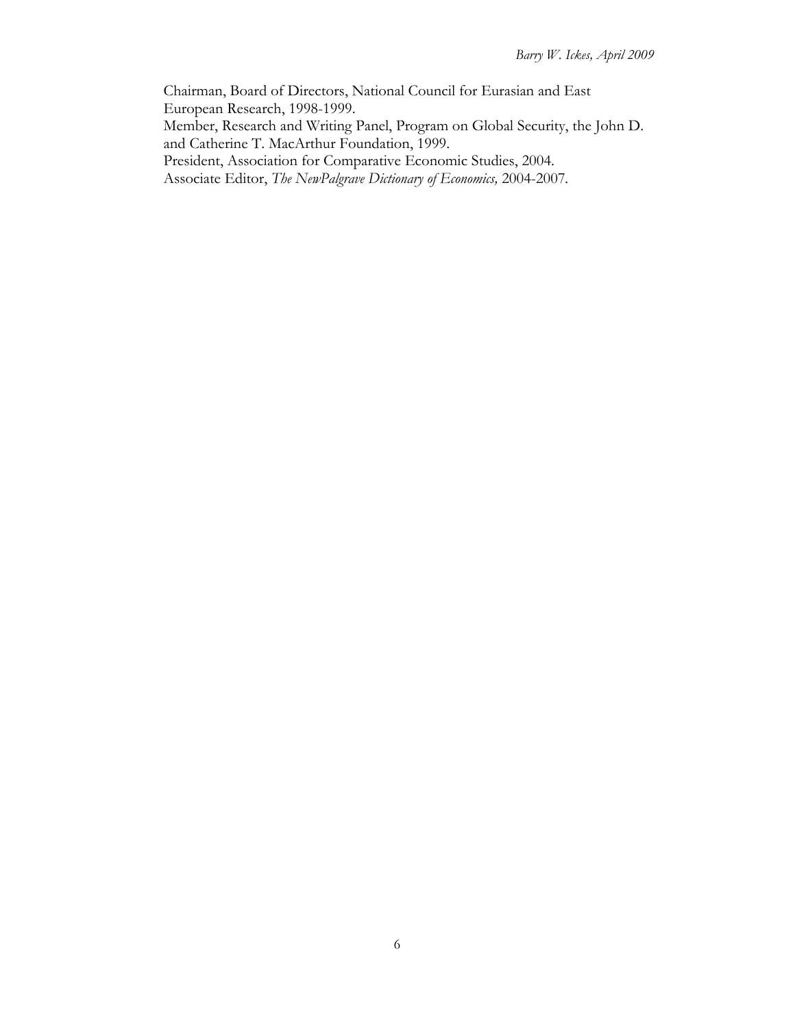Chairman, Board of Directors, National Council for Eurasian and East European Research, 1998-1999.
Member, Research and Writing Panel, Program on Global Security, the John D. and Catherine T. MacArthur Foundation, 1999.
President, Association for Comparative Economic Studies, 2004.
Associate Editor, *The NewPalgrave Dictionary of Economics,* 2004-2007.